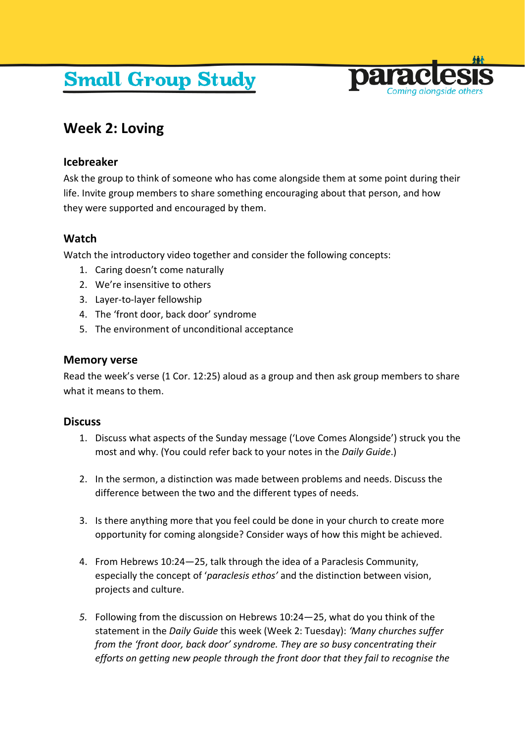# Small Group Study

paraclesis
*Coming alongside others*

## Week 2: Loving

### Icebreaker

Ask the group to think of someone who has come alongside them at some point during their life. Invite group members to share something encouraging about that person, and how they were supported and encouraged by them.

### Watch

Watch the introductory video together and consider the following concepts:

1. Caring doesn't come naturally
2. We're insensitive to others
3. Layer-to-layer fellowship
4. The 'front door, back door' syndrome
5. The environment of unconditional acceptance

### Memory verse

Read the week's verse (1 Cor. 12:25) aloud as a group and then ask group members to share what it means to them.

### Discuss

1. Discuss what aspects of the Sunday message ('Love Comes Alongside') struck you the most and why. (You could refer back to your notes in the *Daily Guide*.)

2. In the sermon, a distinction was made between problems and needs. Discuss the difference between the two and the different types of needs.

3. Is there anything more that you feel could be done in your church to create more opportunity for coming alongside? Consider ways of how this might be achieved.

4. From Hebrews 10:24—25, talk through the idea of a Paraclesis Community, especially the concept of '*paraclesis ethos'* and the distinction between vision, projects and culture.

5. Following from the discussion on Hebrews 10:24—25, what do you think of the statement in the *Daily Guide* this week (Week 2: Tuesday): *'Many churches suffer from the 'front door, back door' syndrome. They are so busy concentrating their efforts on getting new people through the front door that they fail to recognise the*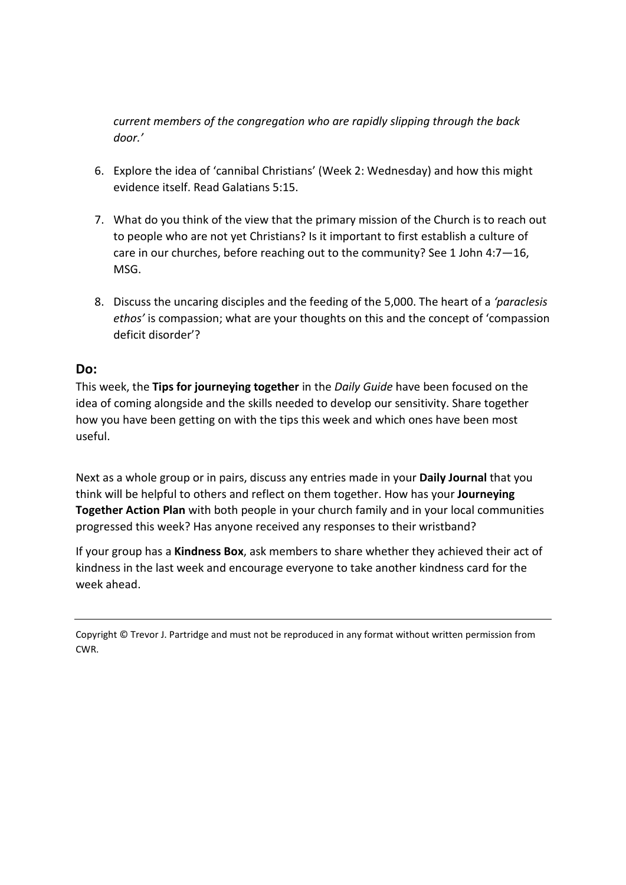*current members of the congregation who are rapidly slipping through the back door.'*

6. Explore the idea of 'cannibal Christians' (Week 2: Wednesday) and how this might evidence itself. Read Galatians 5:15.

7. What do you think of the view that the primary mission of the Church is to reach out to people who are not yet Christians? Is it important to first establish a culture of care in our churches, before reaching out to the community? See 1 John 4:7—16, MSG.

8. Discuss the uncaring disciples and the feeding of the 5,000. The heart of a *'paraclesis ethos'* is compassion; what are your thoughts on this and the concept of 'compassion deficit disorder'?

## Do:

This week, the **Tips for journeying together** in the *Daily Guide* have been focused on the idea of coming alongside and the skills needed to develop our sensitivity. Share together how you have been getting on with the tips this week and which ones have been most useful.

Next as a whole group or in pairs, discuss any entries made in your **Daily Journal** that you think will be helpful to others and reflect on them together. How has your **Journeying Together Action Plan** with both people in your church family and in your local communities progressed this week? Has anyone received any responses to their wristband?

If your group has a **Kindness Box**, ask members to share whether they achieved their act of kindness in the last week and encourage everyone to take another kindness card for the week ahead.

---

Copyright © Trevor J. Partridge and must not be reproduced in any format without written permission from CWR.